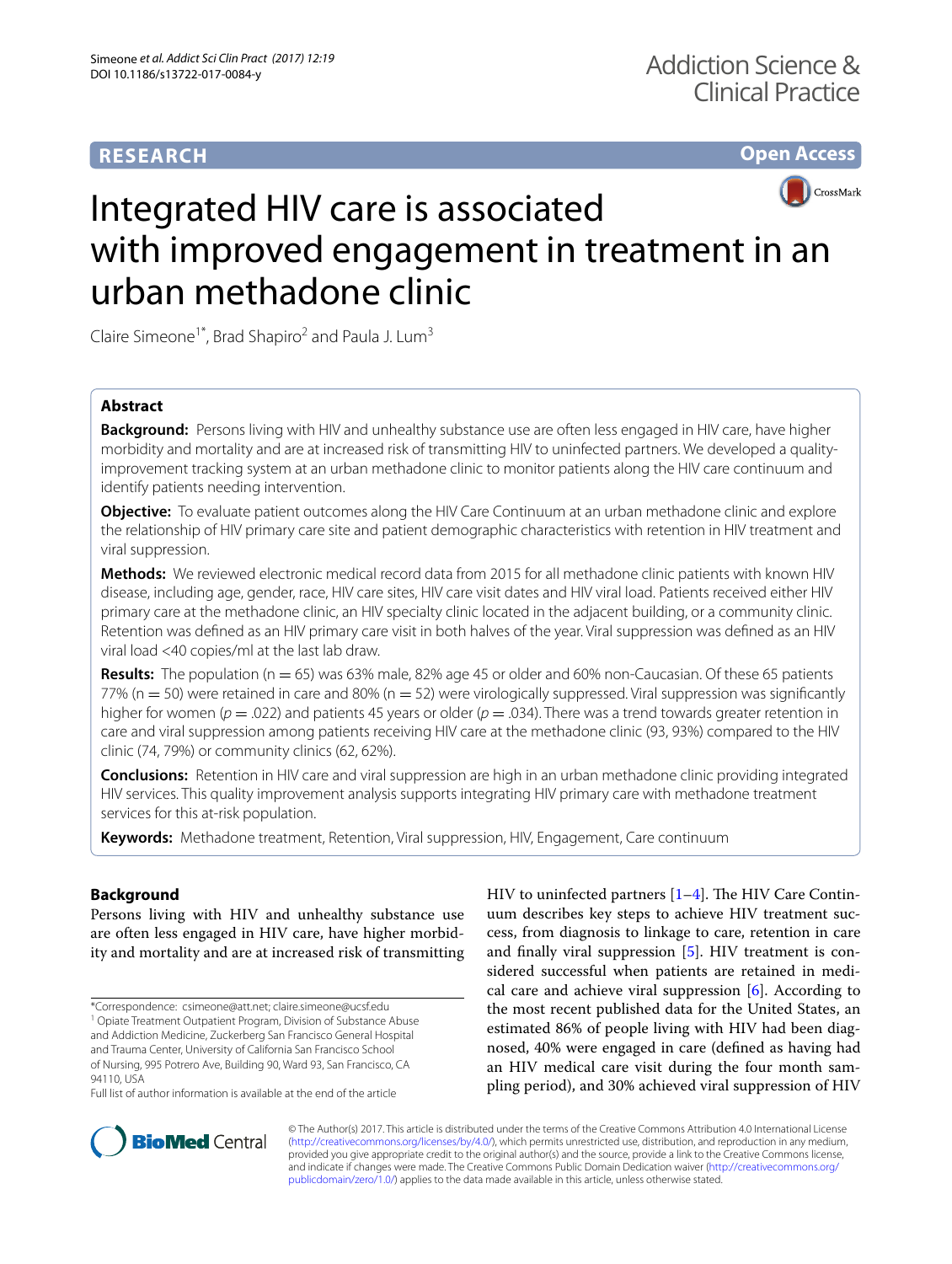RESEARCH

Open Access

# Integrated HIV care is associated with improved engagement in treatment in an urban methadone clinic

Claire Simeone[1*], Brad Shapiro[2] and Paula J. Lum[3]

## Abstract

**Background:** Persons living with HIV and unhealthy substance use are often less engaged in HIV care, have higher morbidity and mortality and are at increased risk of transmitting HIV to uninfected partners. We developed a quality-improvement tracking system at an urban methadone clinic to monitor patients along the HIV care continuum and identify patients needing intervention.

**Objective:** To evaluate patient outcomes along the HIV Care Continuum at an urban methadone clinic and explore the relationship of HIV primary care site and patient demographic characteristics with retention in HIV treatment and viral suppression.

**Methods:** We reviewed electronic medical record data from 2015 for all methadone clinic patients with known HIV disease, including age, gender, race, HIV care sites, HIV care visit dates and HIV viral load. Patients received either HIV primary care at the methadone clinic, an HIV specialty clinic located in the adjacent building, or a community clinic. Retention was defined as an HIV primary care visit in both halves of the year. Viral suppression was defined as an HIV viral load <40 copies/ml at the last lab draw.

**Results:** The population (n = 65) was 63% male, 82% age 45 or older and 60% non-Caucasian. Of these 65 patients 77% (n = 50) were retained in care and 80% (n = 52) were virologically suppressed. Viral suppression was significantly higher for women ($p = .022$) and patients 45 years or older ($p = .034$). There was a trend towards greater retention in care and viral suppression among patients receiving HIV care at the methadone clinic (93, 93%) compared to the HIV clinic (74, 79%) or community clinics (62, 62%).

**Conclusions:** Retention in HIV care and viral suppression are high in an urban methadone clinic providing integrated HIV services. This quality improvement analysis supports integrating HIV primary care with methadone treatment services for this at-risk population.

**Keywords:** Methadone treatment, Retention, Viral suppression, HIV, Engagement, Care continuum

## Background

Persons living with HIV and unhealthy substance use are often less engaged in HIV care, have higher morbidity and mortality and are at increased risk of transmitting HIV to uninfected partners [1–4]. The HIV Care Continuum describes key steps to achieve HIV treatment success, from diagnosis to linkage to care, retention in care and finally viral suppression [5]. HIV treatment is considered successful when patients are retained in medical care and achieve viral suppression [6]. According to the most recent published data for the United States, an estimated 86% of people living with HIV had been diagnosed, 40% were engaged in care (defined as having had an HIV medical care visit during the four month sampling period), and 30% achieved viral suppression of HIV

*Correspondence: csimeone@att.net; claire.simeone@ucsf.edu
[1] Opiate Treatment Outpatient Program, Division of Substance Abuse and Addiction Medicine, Zuckerberg San Francisco General Hospital and Trauma Center, University of California San Francisco School of Nursing, 995 Potrero Ave, Building 90, Ward 93, San Francisco, CA 94110, USA
Full list of author information is available at the end of the article

© The Author(s) 2017. This article is distributed under the terms of the Creative Commons Attribution 4.0 International License (http://creativecommons.org/licenses/by/4.0/), which permits unrestricted use, distribution, and reproduction in any medium, provided you give appropriate credit to the original author(s) and the source, provide a link to the Creative Commons license, and indicate if changes were made. The Creative Commons Public Domain Dedication waiver (http://creativecommons.org/publicdomain/zero/1.0/) applies to the data made available in this article, unless otherwise stated.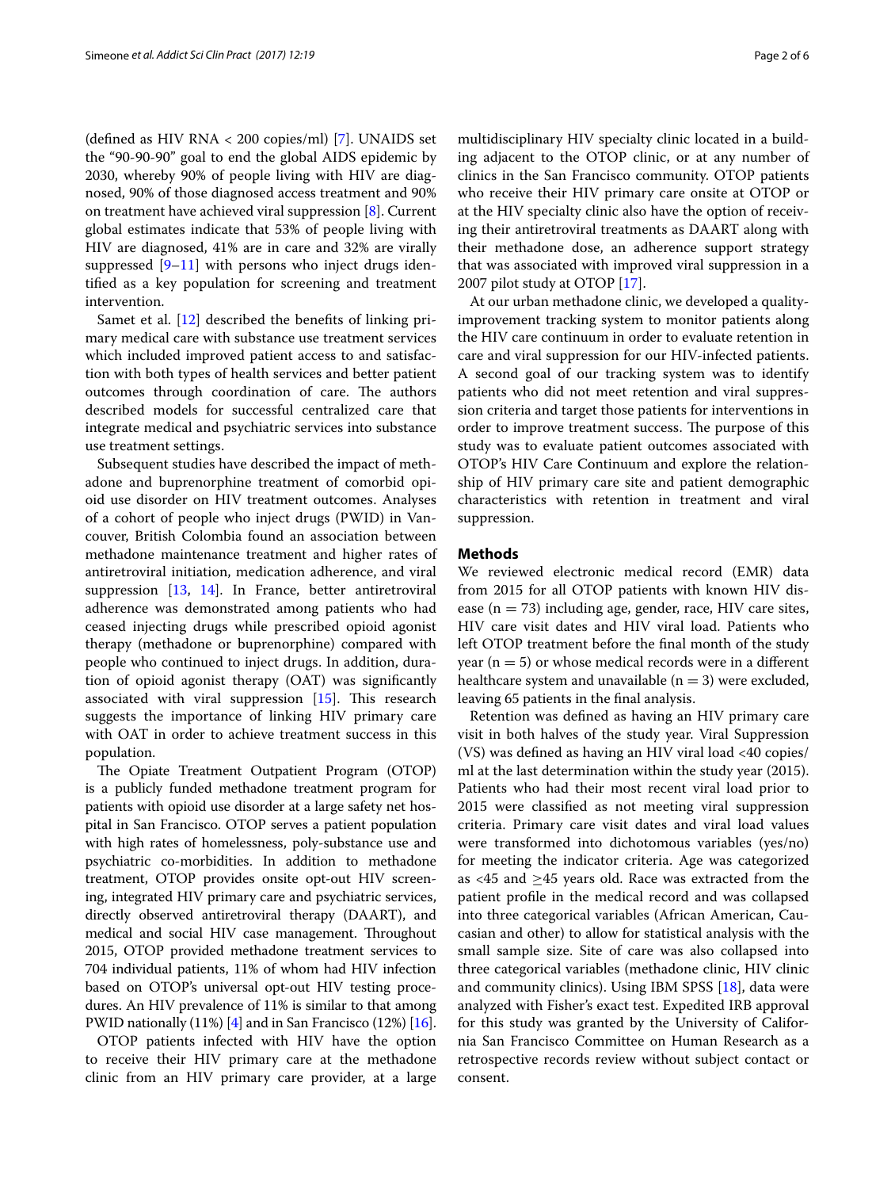(defined as HIV RNA < 200 copies/ml) [7]. UNAIDS set the "90-90-90" goal to end the global AIDS epidemic by 2030, whereby 90% of people living with HIV are diagnosed, 90% of those diagnosed access treatment and 90% on treatment have achieved viral suppression [8]. Current global estimates indicate that 53% of people living with HIV are diagnosed, 41% are in care and 32% are virally suppressed [9–11] with persons who inject drugs identified as a key population for screening and treatment intervention.

Samet et al. [12] described the benefits of linking primary medical care with substance use treatment services which included improved patient access to and satisfaction with both types of health services and better patient outcomes through coordination of care. The authors described models for successful centralized care that integrate medical and psychiatric services into substance use treatment settings.

Subsequent studies have described the impact of methadone and buprenorphine treatment of comorbid opioid use disorder on HIV treatment outcomes. Analyses of a cohort of people who inject drugs (PWID) in Vancouver, British Colombia found an association between methadone maintenance treatment and higher rates of antiretroviral initiation, medication adherence, and viral suppression [13, 14]. In France, better antiretroviral adherence was demonstrated among patients who had ceased injecting drugs while prescribed opioid agonist therapy (methadone or buprenorphine) compared with people who continued to inject drugs. In addition, duration of opioid agonist therapy (OAT) was significantly associated with viral suppression [15]. This research suggests the importance of linking HIV primary care with OAT in order to achieve treatment success in this population.

The Opiate Treatment Outpatient Program (OTOP) is a publicly funded methadone treatment program for patients with opioid use disorder at a large safety net hospital in San Francisco. OTOP serves a patient population with high rates of homelessness, poly-substance use and psychiatric co-morbidities. In addition to methadone treatment, OTOP provides onsite opt-out HIV screening, integrated HIV primary care and psychiatric services, directly observed antiretroviral therapy (DAART), and medical and social HIV case management. Throughout 2015, OTOP provided methadone treatment services to 704 individual patients, 11% of whom had HIV infection based on OTOP's universal opt-out HIV testing procedures. An HIV prevalence of 11% is similar to that among PWID nationally (11%) [4] and in San Francisco (12%) [16].

OTOP patients infected with HIV have the option to receive their HIV primary care at the methadone clinic from an HIV primary care provider, at a large multidisciplinary HIV specialty clinic located in a building adjacent to the OTOP clinic, or at any number of clinics in the San Francisco community. OTOP patients who receive their HIV primary care onsite at OTOP or at the HIV specialty clinic also have the option of receiving their antiretroviral treatments as DAART along with their methadone dose, an adherence support strategy that was associated with improved viral suppression in a 2007 pilot study at OTOP [17].

At our urban methadone clinic, we developed a quality-improvement tracking system to monitor patients along the HIV care continuum in order to evaluate retention in care and viral suppression for our HIV-infected patients. A second goal of our tracking system was to identify patients who did not meet retention and viral suppression criteria and target those patients for interventions in order to improve treatment success. The purpose of this study was to evaluate patient outcomes associated with OTOP's HIV Care Continuum and explore the relationship of HIV primary care site and patient demographic characteristics with retention in treatment and viral suppression.

## Methods

We reviewed electronic medical record (EMR) data from 2015 for all OTOP patients with known HIV disease ($n = 73$) including age, gender, race, HIV care sites, HIV care visit dates and HIV viral load. Patients who left OTOP treatment before the final month of the study year ($n = 5$) or whose medical records were in a different healthcare system and unavailable ($n = 3$) were excluded, leaving 65 patients in the final analysis.

Retention was defined as having an HIV primary care visit in both halves of the study year. Viral Suppression (VS) was defined as having an HIV viral load <40 copies/ml at the last determination within the study year (2015). Patients who had their most recent viral load prior to 2015 were classified as not meeting viral suppression criteria. Primary care visit dates and viral load values were transformed into dichotomous variables (yes/no) for meeting the indicator criteria. Age was categorized as <45 and ≥45 years old. Race was extracted from the patient profile in the medical record and was collapsed into three categorical variables (African American, Caucasian and other) to allow for statistical analysis with the small sample size. Site of care was also collapsed into three categorical variables (methadone clinic, HIV clinic and community clinics). Using IBM SPSS [18], data were analyzed with Fisher's exact test. Expedited IRB approval for this study was granted by the University of California San Francisco Committee on Human Research as a retrospective records review without subject contact or consent.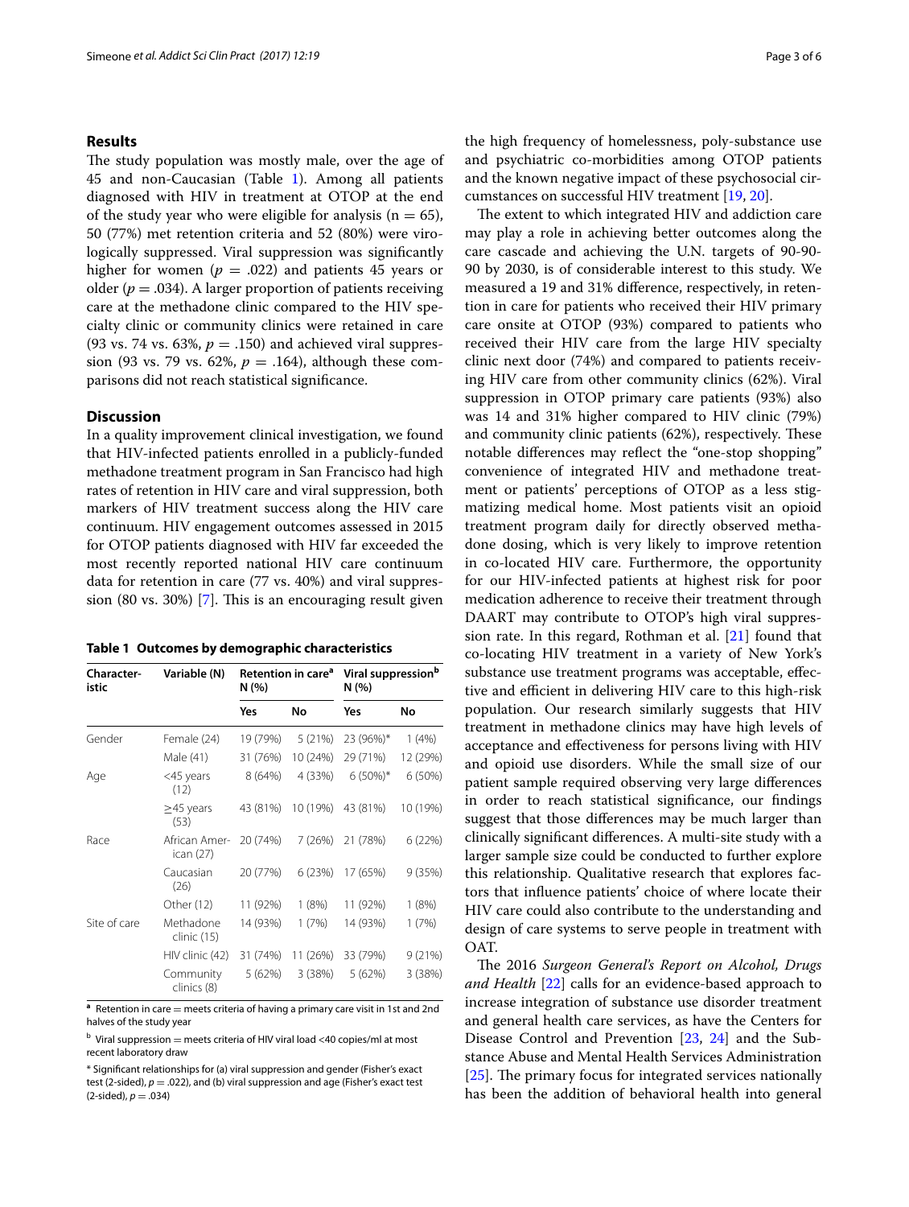## Results

The study population was mostly male, over the age of 45 and non-Caucasian (Table 1). Among all patients diagnosed with HIV in treatment at OTOP at the end of the study year who were eligible for analysis ($n = 65$), 50 (77%) met retention criteria and 52 (80%) were virologically suppressed. Viral suppression was significantly higher for women ($p = .022$) and patients 45 years or older ($p = .034$). A larger proportion of patients receiving care at the methadone clinic compared to the HIV specialty clinic or community clinics were retained in care (93 vs. 74 vs. 63%, $p = .150$) and achieved viral suppression (93 vs. 79 vs. 62%, $p = .164$), although these comparisons did not reach statistical significance.

## Discussion

In a quality improvement clinical investigation, we found that HIV-infected patients enrolled in a publicly-funded methadone treatment program in San Francisco had high rates of retention in HIV care and viral suppression, both markers of HIV treatment success along the HIV care continuum. HIV engagement outcomes assessed in 2015 for OTOP patients diagnosed with HIV far exceeded the most recently reported national HIV care continuum data for retention in care (77 vs. 40%) and viral suppression (80 vs. 30%) [7]. This is an encouraging result given the high frequency of homelessness, poly-substance use and psychiatric co-morbidities among OTOP patients and the known negative impact of these psychosocial circumstances on successful HIV treatment [19, 20].

**Table 1 Outcomes by demographic characteristics**

| Characteristic | Variable (N) | Retention in care[a] N (%) | | Viral suppression[b] N (%) | |
|---|---|---|---|---|---|
| | | Yes | No | Yes | No |
| Gender | Female (24) | 19 (79%) | 5 (21%) | 23 (96%)* | 1 (4%) |
| | Male (41) | 31 (76%) | 10 (24%) | 29 (71%) | 12 (29%) |
| Age | <45 years (12) | 8 (64%) | 4 (33%) | 6 (50%)* | 6 (50%) |
| | ≥45 years (53) | 43 (81%) | 10 (19%) | 43 (81%) | 10 (19%) |
| Race | African American (27) | 20 (74%) | 7 (26%) | 21 (78%) | 6 (22%) |
| | Caucasian (26) | 20 (77%) | 6 (23%) | 17 (65%) | 9 (35%) |
| | Other (12) | 11 (92%) | 1 (8%) | 11 (92%) | 1 (8%) |
| Site of care | Methadone clinic (15) | 14 (93%) | 1 (7%) | 14 (93%) | 1 (7%) |
| | HIV clinic (42) | 31 (74%) | 11 (26%) | 33 (79%) | 9 (21%) |
| | Community clinics (8) | 5 (62%) | 3 (38%) | 5 (62%) | 3 (38%) |

[a] Retention in care = meets criteria of having a primary care visit in 1st and 2nd halves of the study year

[b] Viral suppression = meets criteria of HIV viral load <40 copies/ml at most recent laboratory draw

* Significant relationships for (a) viral suppression and gender (Fisher's exact test (2-sided), $p = .022$), and (b) viral suppression and age (Fisher's exact test (2-sided), $p = .034$)

The extent to which integrated HIV and addiction care may play a role in achieving better outcomes along the care cascade and achieving the U.N. targets of 90-90-90 by 2030, is of considerable interest to this study. We measured a 19 and 31% difference, respectively, in retention in care for patients who received their HIV primary care onsite at OTOP (93%) compared to patients who received their HIV care from the large HIV specialty clinic next door (74%) and compared to patients receiving HIV care from other community clinics (62%). Viral suppression in OTOP primary care patients (93%) also was 14 and 31% higher compared to HIV clinic (79%) and community clinic patients (62%), respectively. These notable differences may reflect the "one-stop shopping" convenience of integrated HIV and methadone treatment or patients' perceptions of OTOP as a less stigmatizing medical home. Most patients visit an opioid treatment program daily for directly observed methadone dosing, which is very likely to improve retention in co-located HIV care. Furthermore, the opportunity for our HIV-infected patients at highest risk for poor medication adherence to receive their treatment through DAART may contribute to OTOP's high viral suppression rate. In this regard, Rothman et al. [21] found that co-locating HIV treatment in a variety of New York's substance use treatment programs was acceptable, effective and efficient in delivering HIV care to this high-risk population. Our research similarly suggests that HIV treatment in methadone clinics may have high levels of acceptance and effectiveness for persons living with HIV and opioid use disorders. While the small size of our patient sample required observing very large differences in order to reach statistical significance, our findings suggest that those differences may be much larger than clinically significant differences. A multi-site study with a larger sample size could be conducted to further explore this relationship. Qualitative research that explores factors that influence patients' choice of where locate their HIV care could also contribute to the understanding and design of care systems to serve people in treatment with OAT.

The 2016 *Surgeon General's Report on Alcohol, Drugs and Health* [22] calls for an evidence-based approach to increase integration of substance use disorder treatment and general health care services, as have the Centers for Disease Control and Prevention [23, 24] and the Substance Abuse and Mental Health Services Administration [25]. The primary focus for integrated services nationally has been the addition of behavioral health into general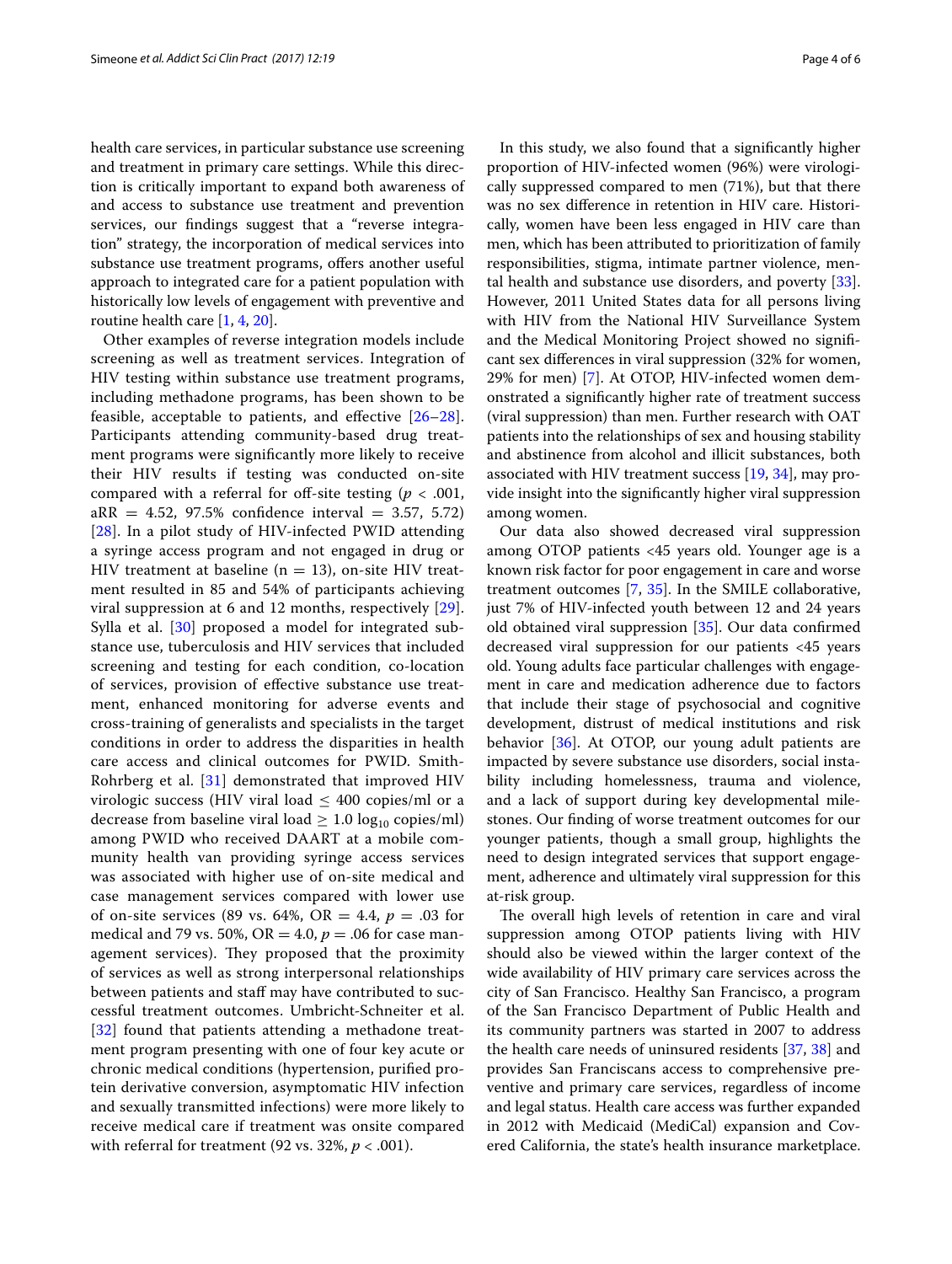health care services, in particular substance use screening and treatment in primary care settings. While this direction is critically important to expand both awareness of and access to substance use treatment and prevention services, our findings suggest that a "reverse integration" strategy, the incorporation of medical services into substance use treatment programs, offers another useful approach to integrated care for a patient population with historically low levels of engagement with preventive and routine health care [1, 4, 20].

Other examples of reverse integration models include screening as well as treatment services. Integration of HIV testing within substance use treatment programs, including methadone programs, has been shown to be feasible, acceptable to patients, and effective [26–28]. Participants attending community-based drug treatment programs were significantly more likely to receive their HIV results if testing was conducted on-site compared with a referral for off-site testing ($p < .001$, aRR = 4.52, 97.5% confidence interval = 3.57, 5.72) [28]. In a pilot study of HIV-infected PWID attending a syringe access program and not engaged in drug or HIV treatment at baseline ($n = 13$), on-site HIV treatment resulted in 85 and 54% of participants achieving viral suppression at 6 and 12 months, respectively [29]. Sylla et al. [30] proposed a model for integrated substance use, tuberculosis and HIV services that included screening and testing for each condition, co-location of services, provision of effective substance use treatment, enhanced monitoring for adverse events and cross-training of generalists and specialists in the target conditions in order to address the disparities in health care access and clinical outcomes for PWID. Smith-Rohrberg et al. [31] demonstrated that improved HIV virologic success (HIV viral load $\leq$ 400 copies/ml or a decrease from baseline viral load $\geq$ 1.0 $\log_{10}$ copies/ml) among PWID who received DAART at a mobile community health van providing syringe access services was associated with higher use of on-site medical and case management services compared with lower use of on-site services (89 vs. 64%, OR = 4.4, $p = .03$ for medical and 79 vs. 50%, OR = 4.0, $p = .06$ for case management services). They proposed that the proximity of services as well as strong interpersonal relationships between patients and staff may have contributed to successful treatment outcomes. Umbricht-Schneiter et al. [32] found that patients attending a methadone treatment program presenting with one of four key acute or chronic medical conditions (hypertension, purified protein derivative conversion, asymptomatic HIV infection and sexually transmitted infections) were more likely to receive medical care if treatment was onsite compared with referral for treatment (92 vs. 32%, $p < .001$).

In this study, we also found that a significantly higher proportion of HIV-infected women (96%) were virologically suppressed compared to men (71%), but that there was no sex difference in retention in HIV care. Historically, women have been less engaged in HIV care than men, which has been attributed to prioritization of family responsibilities, stigma, intimate partner violence, mental health and substance use disorders, and poverty [33]. However, 2011 United States data for all persons living with HIV from the National HIV Surveillance System and the Medical Monitoring Project showed no significant sex differences in viral suppression (32% for women, 29% for men) [7]. At OTOP, HIV-infected women demonstrated a significantly higher rate of treatment success (viral suppression) than men. Further research with OAT patients into the relationships of sex and housing stability and abstinence from alcohol and illicit substances, both associated with HIV treatment success [19, 34], may provide insight into the significantly higher viral suppression among women.

Our data also showed decreased viral suppression among OTOP patients <45 years old. Younger age is a known risk factor for poor engagement in care and worse treatment outcomes [7, 35]. In the SMILE collaborative, just 7% of HIV-infected youth between 12 and 24 years old obtained viral suppression [35]. Our data confirmed decreased viral suppression for our patients <45 years old. Young adults face particular challenges with engagement in care and medication adherence due to factors that include their stage of psychosocial and cognitive development, distrust of medical institutions and risk behavior [36]. At OTOP, our young adult patients are impacted by severe substance use disorders, social instability including homelessness, trauma and violence, and a lack of support during key developmental milestones. Our finding of worse treatment outcomes for our younger patients, though a small group, highlights the need to design integrated services that support engagement, adherence and ultimately viral suppression for this at-risk group.

The overall high levels of retention in care and viral suppression among OTOP patients living with HIV should also be viewed within the larger context of the wide availability of HIV primary care services across the city of San Francisco. Healthy San Francisco, a program of the San Francisco Department of Public Health and its community partners was started in 2007 to address the health care needs of uninsured residents [37, 38] and provides San Franciscans access to comprehensive preventive and primary care services, regardless of income and legal status. Health care access was further expanded in 2012 with Medicaid (MediCal) expansion and Covered California, the state's health insurance marketplace.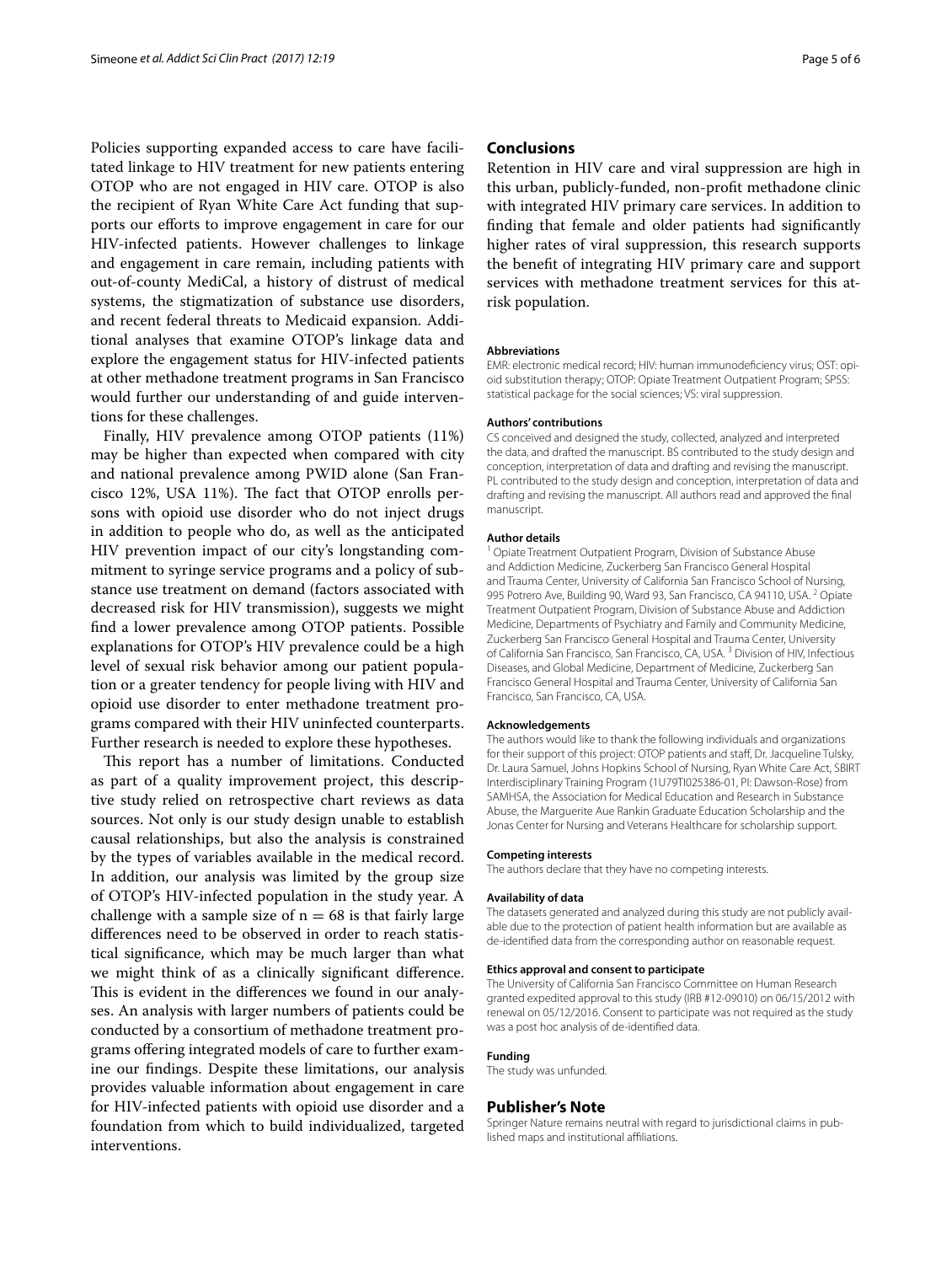Policies supporting expanded access to care have facilitated linkage to HIV treatment for new patients entering OTOP who are not engaged in HIV care. OTOP is also the recipient of Ryan White Care Act funding that supports our efforts to improve engagement in care for our HIV-infected patients. However challenges to linkage and engagement in care remain, including patients with out-of-county MediCal, a history of distrust of medical systems, the stigmatization of substance use disorders, and recent federal threats to Medicaid expansion. Additional analyses that examine OTOP's linkage data and explore the engagement status for HIV-infected patients at other methadone treatment programs in San Francisco would further our understanding of and guide interventions for these challenges.

Finally, HIV prevalence among OTOP patients (11%) may be higher than expected when compared with city and national prevalence among PWID alone (San Francisco 12%, USA 11%). The fact that OTOP enrolls persons with opioid use disorder who do not inject drugs in addition to people who do, as well as the anticipated HIV prevention impact of our city's longstanding commitment to syringe service programs and a policy of substance use treatment on demand (factors associated with decreased risk for HIV transmission), suggests we might find a lower prevalence among OTOP patients. Possible explanations for OTOP's HIV prevalence could be a high level of sexual risk behavior among our patient population or a greater tendency for people living with HIV and opioid use disorder to enter methadone treatment programs compared with their HIV uninfected counterparts. Further research is needed to explore these hypotheses.

This report has a number of limitations. Conducted as part of a quality improvement project, this descriptive study relied on retrospective chart reviews as data sources. Not only is our study design unable to establish causal relationships, but also the analysis is constrained by the types of variables available in the medical record. In addition, our analysis was limited by the group size of OTOP's HIV-infected population in the study year. A challenge with a sample size of $n = 68$ is that fairly large differences need to be observed in order to reach statistical significance, which may be much larger than what we might think of as a clinically significant difference. This is evident in the differences we found in our analyses. An analysis with larger numbers of patients could be conducted by a consortium of methadone treatment programs offering integrated models of care to further examine our findings. Despite these limitations, our analysis provides valuable information about engagement in care for HIV-infected patients with opioid use disorder and a foundation from which to build individualized, targeted interventions.

## Conclusions

Retention in HIV care and viral suppression are high in this urban, publicly-funded, non-profit methadone clinic with integrated HIV primary care services. In addition to finding that female and older patients had significantly higher rates of viral suppression, this research supports the benefit of integrating HIV primary care and support services with methadone treatment services for this at-risk population.

#### Abbreviations

EMR: electronic medical record; HIV: human immunodeficiency virus; OST: opioid substitution therapy; OTOP: Opiate Treatment Outpatient Program; SPSS: statistical package for the social sciences; VS: viral suppression.

#### Authors' contributions

CS conceived and designed the study, collected, analyzed and interpreted the data, and drafted the manuscript. BS contributed to the study design and conception, interpretation of data and drafting and revising the manuscript. PL contributed to the study design and conception, interpretation of data and drafting and revising the manuscript. All authors read and approved the final manuscript.

#### Author details

[1] Opiate Treatment Outpatient Program, Division of Substance Abuse and Addiction Medicine, Zuckerberg San Francisco General Hospital and Trauma Center, University of California San Francisco School of Nursing, 995 Potrero Ave, Building 90, Ward 93, San Francisco, CA 94110, USA. [2] Opiate Treatment Outpatient Program, Division of Substance Abuse and Addiction Medicine, Departments of Psychiatry and Family and Community Medicine, Zuckerberg San Francisco General Hospital and Trauma Center, University of California San Francisco, San Francisco, CA, USA. [3] Division of HIV, Infectious Diseases, and Global Medicine, Department of Medicine, Zuckerberg San Francisco General Hospital and Trauma Center, University of California San Francisco, San Francisco, CA, USA.

#### Acknowledgements

The authors would like to thank the following individuals and organizations for their support of this project: OTOP patients and staff, Dr. Jacqueline Tulsky, Dr. Laura Samuel, Johns Hopkins School of Nursing, Ryan White Care Act, SBIRT Interdisciplinary Training Program (1U79TI025386-01, PI: Dawson-Rose) from SAMHSA, the Association for Medical Education and Research in Substance Abuse, the Marguerite Aue Rankin Graduate Education Scholarship and the Jonas Center for Nursing and Veterans Healthcare for scholarship support.

#### Competing interests

The authors declare that they have no competing interests.

#### Availability of data

The datasets generated and analyzed during this study are not publicly available due to the protection of patient health information but are available as de-identified data from the corresponding author on reasonable request.

#### Ethics approval and consent to participate

The University of California San Francisco Committee on Human Research granted expedited approval to this study (IRB #12-09010) on 06/15/2012 with renewal on 05/12/2016. Consent to participate was not required as the study was a post hoc analysis of de-identified data.

#### Funding

The study was unfunded.

## Publisher's Note

Springer Nature remains neutral with regard to jurisdictional claims in published maps and institutional affiliations.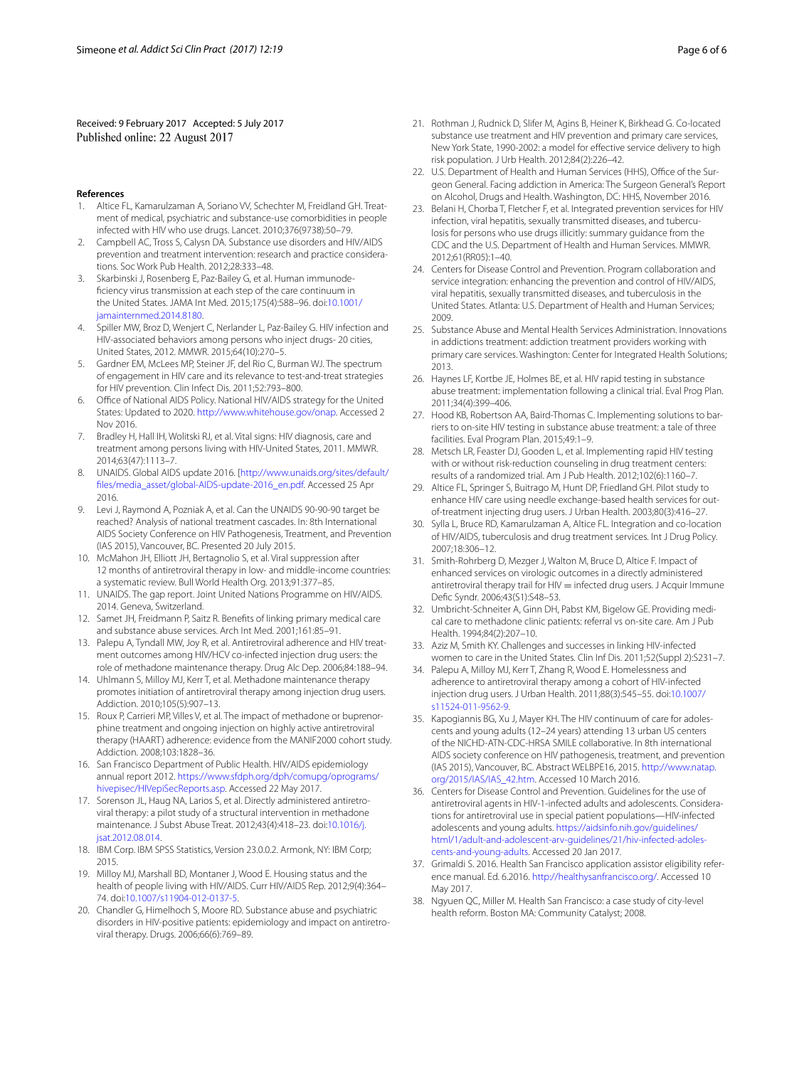Received: 9 February 2017 Accepted: 5 July 2017
Published online: 22 August 2017

## References

1. Altice FL, Kamarulzaman A, Soriano VV, Schechter M, Freidland GH. Treatment of medical, psychiatric and substance-use comorbidities in people infected with HIV who use drugs. Lancet. 2010;376(9738):50–79.
2. Campbell AC, Tross S, Calysn DA. Substance use disorders and HIV/AIDS prevention and treatment intervention: research and practice considerations. Soc Work Pub Health. 2012;28:333–48.
3. Skarbinski J, Rosenberg E, Paz-Bailey G, et al. Human immunodeficiency virus transmission at each step of the care continuum in the United States. JAMA Int Med. 2015;175(4):588–96. doi:10.1001/jamainternmed.2014.8180.
4. Spiller MW, Broz D, Wenjert C, Nerlander L, Paz-Bailey G. HIV infection and HIV-associated behaviors among persons who inject drugs- 20 cities, United States, 2012. MMWR. 2015;64(10):270–5.
5. Gardner EM, McLees MP, Steiner JF, del Rio C, Burman WJ. The spectrum of engagement in HIV care and its relevance to test-and-treat strategies for HIV prevention. Clin Infect Dis. 2011;52:793–800.
6. Office of National AIDS Policy. National HIV/AIDS strategy for the United States: Updated to 2020. http://www.whitehouse.gov/onap. Accessed 2 Nov 2016.
7. Bradley H, Hall IH, Wolitski RJ, et al. Vital signs: HIV diagnosis, care and treatment among persons living with HIV-United States, 2011. MMWR. 2014;63(47):1113–7.
8. UNAIDS. Global AIDS update 2016. [http://www.unaids.org/sites/default/files/media_asset/global-AIDS-update-2016_en.pdf. Accessed 25 Apr 2016.
9. Levi J, Raymond A, Pozniak A, et al. Can the UNAIDS 90-90-90 target be reached? Analysis of national treatment cascades. In: 8th International AIDS Society Conference on HIV Pathogenesis, Treatment, and Prevention (IAS 2015), Vancouver, BC. Presented 20 July 2015.
10. McMahon JH, Elliott JH, Bertagnolio S, et al. Viral suppression after 12 months of antiretroviral therapy in low- and middle-income countries: a systematic review. Bull World Health Org. 2013;91:377–85.
11. UNAIDS. The gap report. Joint United Nations Programme on HIV/AIDS. 2014. Geneva, Switzerland.
12. Samet JH, Freidmann P, Saitz R. Benefits of linking primary medical care and substance abuse services. Arch Int Med. 2001;161:85–91.
13. Palepu A, Tyndall MW, Joy R, et al. Antiretroviral adherence and HIV treatment outcomes among HIV/HCV co-infected injection drug users: the role of methadone maintenance therapy. Drug Alc Dep. 2006;84:188–94.
14. Uhlmann S, Milloy MJ, Kerr T, et al. Methadone maintenance therapy promotes initiation of antiretroviral therapy among injection drug users. Addiction. 2010;105(5):907–13.
15. Roux P, Carrieri MP, Villes V, et al. The impact of methadone or buprenorphine treatment and ongoing injection on highly active antiretroviral therapy (HAART) adherence: evidence from the MANIF2000 cohort study. Addiction. 2008;103:1828–36.
16. San Francisco Department of Public Health. HIV/AIDS epidemiology annual report 2012. https://www.sfdph.org/dph/comupg/oprograms/hivepisec/HIVepiSecReports.asp. Accessed 22 May 2017.
17. Sorenson JL, Haug NA, Larios S, et al. Directly administered antiretroviral therapy: a pilot study of a structural intervention in methadone maintenance. J Subst Abuse Treat. 2012;43(4):418–23. doi:10.1016/j.jsat.2012.08.014.
18. IBM Corp. IBM SPSS Statistics, Version 23.0.0.2. Armonk, NY: IBM Corp; 2015.
19. Milloy MJ, Marshall BD, Montaner J, Wood E. Housing status and the health of people living with HIV/AIDS. Curr HIV/AIDS Rep. 2012;9(4):364–74. doi:10.1007/s11904-012-0137-5.
20. Chandler G, Himelhoch S, Moore RD. Substance abuse and psychiatric disorders in HIV-positive patients: epidemiology and impact on antiretroviral therapy. Drugs. 2006;66(6):769–89.
21. Rothman J, Rudnick D, Slifer M, Agins B, Heiner K, Birkhead G. Co-located substance use treatment and HIV prevention and primary care services, New York State, 1990-2002: a model for effective service delivery to high risk population. J Urb Health. 2012;84(2):226–42.
22. U.S. Department of Health and Human Services (HHS), Office of the Surgeon General. Facing addiction in America: The Surgeon General's Report on Alcohol, Drugs and Health. Washington, DC: HHS, November 2016.
23. Belani H, Chorba T, Fletcher F, et al. Integrated prevention services for HIV infection, viral hepatitis, sexually transmitted diseases, and tuberculosis for persons who use drugs illicitly: summary guidance from the CDC and the U.S. Department of Health and Human Services. MMWR. 2012;61(RR05):1–40.
24. Centers for Disease Control and Prevention. Program collaboration and service integration: enhancing the prevention and control of HIV/AIDS, viral hepatitis, sexually transmitted diseases, and tuberculosis in the United States. Atlanta: U.S. Department of Health and Human Services; 2009.
25. Substance Abuse and Mental Health Services Administration. Innovations in addictions treatment: addiction treatment providers working with primary care services. Washington: Center for Integrated Health Solutions; 2013.
26. Haynes LF, Kortbe JE, Holmes BE, et al. HIV rapid testing in substance abuse treatment: implementation following a clinical trial. Eval Prog Plan. 2011;34(4):399–406.
27. Hood KB, Robertson AA, Baird-Thomas C. Implementing solutions to barriers to on-site HIV testing in substance abuse treatment: a tale of three facilities. Eval Program Plan. 2015;49:1–9.
28. Metsch LR, Feaster DJ, Gooden L, et al. Implementing rapid HIV testing with or without risk-reduction counseling in drug treatment centers: results of a randomized trial. Am J Pub Health. 2012;102(6):1160–7.
29. Altice FL, Springer S, Buitrago M, Hunt DP, Friedland GH. Pilot study to enhance HIV care using needle exchange-based health services for out-of-treatment injecting drug users. J Urban Health. 2003;80(3):416–27.
30. Sylla L, Bruce RD, Kamarulzaman A, Altice FL. Integration and co-location of HIV/AIDS, tuberculosis and drug treatment services. Int J Drug Policy. 2007;18:306–12.
31. Smith-Rohrberg D, Mezger J, Walton M, Bruce D, Altice F. Impact of enhanced services on virologic outcomes in a directly administered antiretroviral therapy trail for HIV = infected drug users. J Acquir Immune Defic Syndr. 2006;43(S1):S48–53.
32. Umbricht-Schneiter A, Ginn DH, Pabst KM, Bigelow GE. Providing medical care to methadone clinic patients: referral vs on-site care. Am J Pub Health. 1994;84(2):207–10.
33. Aziz M, Smith KY. Challenges and successes in linking HIV-infected women to care in the United States. Clin Inf Dis. 2011;52(Suppl 2):S231–7.
34. Palepu A, Milloy MJ, Kerr T, Zhang R, Wood E. Homelessness and adherence to antiretroviral therapy among a cohort of HIV-infected injection drug users. J Urban Health. 2011;88(3):545–55. doi:10.1007/s11524-011-9562-9.
35. Kapogiannis BG, Xu J, Mayer KH. The HIV continuum of care for adolescents and young adults (12–24 years) attending 13 urban US centers of the NICHD-ATN-CDC-HRSA SMILE collaborative. In 8th international AIDS society conference on HIV pathogenesis, treatment, and prevention (IAS 2015), Vancouver, BC. Abstract WELBPE16, 2015. http://www.natap.org/2015/IAS/IAS_42.htm. Accessed 10 March 2016.
36. Centers for Disease Control and Prevention. Guidelines for the use of antiretroviral agents in HIV-1-infected adults and adolescents. Considerations for antiretroviral use in special patient populations—HIV-infected adolescents and young adults. https://aidsinfo.nih.gov/guidelines/html/1/adult-and-adolescent-arv-guidelines/21/hiv-infected-adolescents-and-young-adults. Accessed 20 Jan 2017.
37. Grimaldi S. 2016. Health San Francisco application assistor eligibility reference manual. Ed. 6.2016. http://healthysanfrancisco.org/. Accessed 10 May 2017.
38. Ngyuen QC, Miller M. Health San Francisco: a case study of city-level health reform. Boston MA: Community Catalyst; 2008.